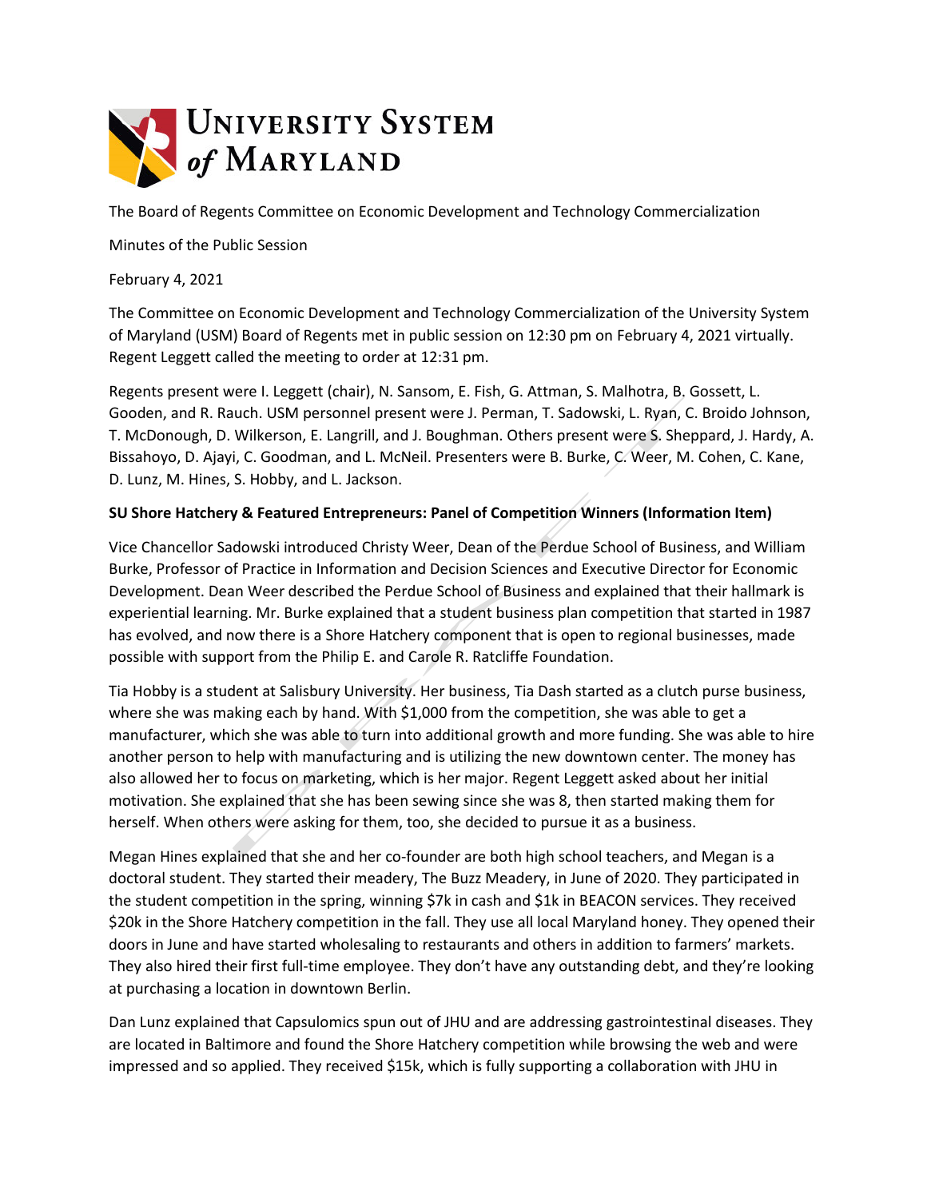University System of Maryland

The Board of Regents Committee on Economic Development and Technology Commercialization

Minutes of the Public Session

February 4, 2021

The Committee on Economic Development and Technology Commercialization of the University System of Maryland (USM) Board of Regents met in public session on 12:30 pm on February 4, 2021 virtually. Regent Leggett called the meeting to order at 12:31 pm.

Regents present were I. Leggett (chair), N. Sansom, E. Fish, G. Attman, S. Malhotra, B. Gossett, L. Gooden, and R. Rauch. USM personnel present were J. Perman, T. Sadowski, L. Ryan, C. Broido Johnson, T. McDonough, D. Wilkerson, E. Langrill, and J. Boughman. Others present were S. Sheppard, J. Hardy, A. Bissahoyo, D. Ajayi, C. Goodman, and L. McNeil. Presenters were B. Burke, C. Weer, M. Cohen, C. Kane, D. Lunz, M. Hines, S. Hobby, and L. Jackson.

**SU Shore Hatchery & Featured Entrepreneurs: Panel of Competition Winners (Information Item)**

Vice Chancellor Sadowski introduced Christy Weer, Dean of the Perdue School of Business, and William Burke, Professor of Practice in Information and Decision Sciences and Executive Director for Economic Development. Dean Weer described the Perdue School of Business and explained that their hallmark is experiential learning. Mr. Burke explained that a student business plan competition that started in 1987 has evolved, and now there is a Shore Hatchery component that is open to regional businesses, made possible with support from the Philip E. and Carole R. Ratcliffe Foundation.

Tia Hobby is a student at Salisbury University. Her business, Tia Dash started as a clutch purse business, where she was making each by hand. With $1,000 from the competition, she was able to get a manufacturer, which she was able to turn into additional growth and more funding. She was able to hire another person to help with manufacturing and is utilizing the new downtown center. The money has also allowed her to focus on marketing, which is her major. Regent Leggett asked about her initial motivation. She explained that she has been sewing since she was 8, then started making them for herself. When others were asking for them, too, she decided to pursue it as a business.

Megan Hines explained that she and her co-founder are both high school teachers, and Megan is a doctoral student. They started their meadery, The Buzz Meadery, in June of 2020. They participated in the student competition in the spring, winning $7k in cash and $1k in BEACON services. They received $20k in the Shore Hatchery competition in the fall. They use all local Maryland honey. They opened their doors in June and have started wholesaling to restaurants and others in addition to farmers' markets. They also hired their first full-time employee. They don't have any outstanding debt, and they're looking at purchasing a location in downtown Berlin.

Dan Lunz explained that Capsulomics spun out of JHU and are addressing gastrointestinal diseases. They are located in Baltimore and found the Shore Hatchery competition while browsing the web and were impressed and so applied. They received $15k, which is fully supporting a collaboration with JHU in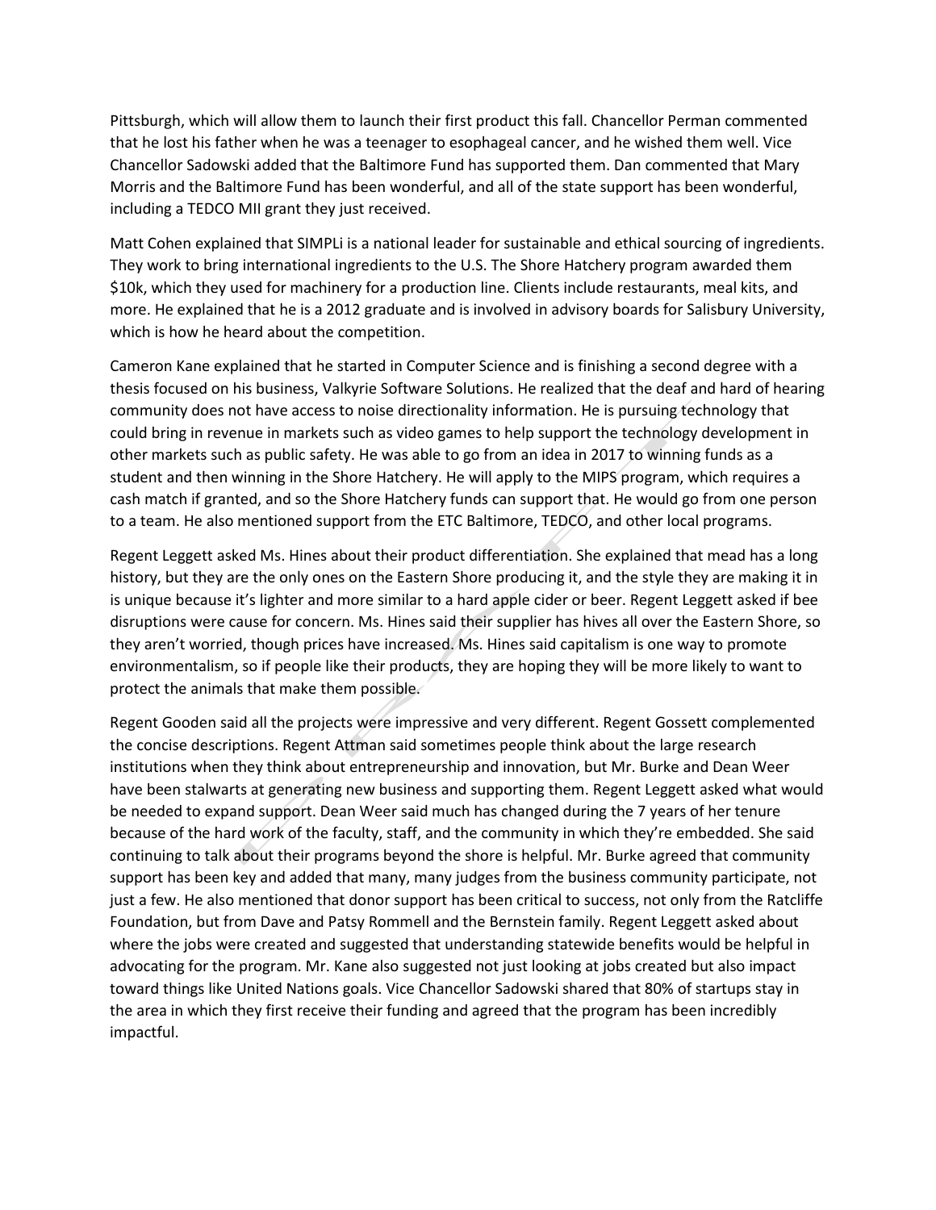Pittsburgh, which will allow them to launch their first product this fall. Chancellor Perman commented that he lost his father when he was a teenager to esophageal cancer, and he wished them well. Vice Chancellor Sadowski added that the Baltimore Fund has supported them. Dan commented that Mary Morris and the Baltimore Fund has been wonderful, and all of the state support has been wonderful, including a TEDCO MII grant they just received.

Matt Cohen explained that SIMPLi is a national leader for sustainable and ethical sourcing of ingredients. They work to bring international ingredients to the U.S. The Shore Hatchery program awarded them $10k, which they used for machinery for a production line. Clients include restaurants, meal kits, and more. He explained that he is a 2012 graduate and is involved in advisory boards for Salisbury University, which is how he heard about the competition.

Cameron Kane explained that he started in Computer Science and is finishing a second degree with a thesis focused on his business, Valkyrie Software Solutions. He realized that the deaf and hard of hearing community does not have access to noise directionality information. He is pursuing technology that could bring in revenue in markets such as video games to help support the technology development in other markets such as public safety. He was able to go from an idea in 2017 to winning funds as a student and then winning in the Shore Hatchery. He will apply to the MIPS program, which requires a cash match if granted, and so the Shore Hatchery funds can support that. He would go from one person to a team. He also mentioned support from the ETC Baltimore, TEDCO, and other local programs.

Regent Leggett asked Ms. Hines about their product differentiation. She explained that mead has a long history, but they are the only ones on the Eastern Shore producing it, and the style they are making it in is unique because it's lighter and more similar to a hard apple cider or beer. Regent Leggett asked if bee disruptions were cause for concern. Ms. Hines said their supplier has hives all over the Eastern Shore, so they aren't worried, though prices have increased. Ms. Hines said capitalism is one way to promote environmentalism, so if people like their products, they are hoping they will be more likely to want to protect the animals that make them possible.

Regent Gooden said all the projects were impressive and very different. Regent Gossett complemented the concise descriptions. Regent Attman said sometimes people think about the large research institutions when they think about entrepreneurship and innovation, but Mr. Burke and Dean Weer have been stalwarts at generating new business and supporting them. Regent Leggett asked what would be needed to expand support. Dean Weer said much has changed during the 7 years of her tenure because of the hard work of the faculty, staff, and the community in which they're embedded. She said continuing to talk about their programs beyond the shore is helpful. Mr. Burke agreed that community support has been key and added that many, many judges from the business community participate, not just a few. He also mentioned that donor support has been critical to success, not only from the Ratcliffe Foundation, but from Dave and Patsy Rommell and the Bernstein family. Regent Leggett asked about where the jobs were created and suggested that understanding statewide benefits would be helpful in advocating for the program. Mr. Kane also suggested not just looking at jobs created but also impact toward things like United Nations goals. Vice Chancellor Sadowski shared that 80% of startups stay in the area in which they first receive their funding and agreed that the program has been incredibly impactful.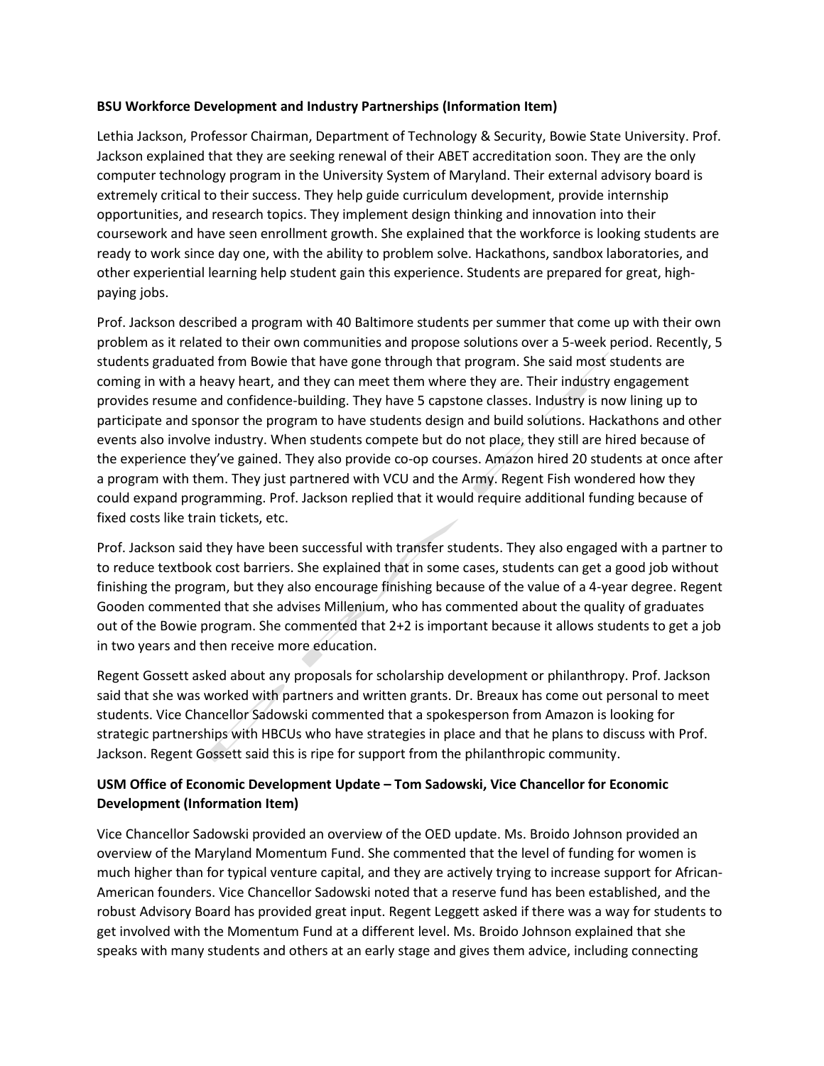**BSU Workforce Development and Industry Partnerships (Information Item)**

Lethia Jackson, Professor Chairman, Department of Technology & Security, Bowie State University. Prof. Jackson explained that they are seeking renewal of their ABET accreditation soon. They are the only computer technology program in the University System of Maryland. Their external advisory board is extremely critical to their success. They help guide curriculum development, provide internship opportunities, and research topics. They implement design thinking and innovation into their coursework and have seen enrollment growth. She explained that the workforce is looking students are ready to work since day one, with the ability to problem solve. Hackathons, sandbox laboratories, and other experiential learning help student gain this experience. Students are prepared for great, high-paying jobs.

Prof. Jackson described a program with 40 Baltimore students per summer that come up with their own problem as it related to their own communities and propose solutions over a 5-week period. Recently, 5 students graduated from Bowie that have gone through that program. She said most students are coming in with a heavy heart, and they can meet them where they are. Their industry engagement provides resume and confidence-building. They have 5 capstone classes. Industry is now lining up to participate and sponsor the program to have students design and build solutions. Hackathons and other events also involve industry. When students compete but do not place, they still are hired because of the experience they've gained. They also provide co-op courses. Amazon hired 20 students at once after a program with them. They just partnered with VCU and the Army. Regent Fish wondered how they could expand programming. Prof. Jackson replied that it would require additional funding because of fixed costs like train tickets, etc.

Prof. Jackson said they have been successful with transfer students. They also engaged with a partner to to reduce textbook cost barriers. She explained that in some cases, students can get a good job without finishing the program, but they also encourage finishing because of the value of a 4-year degree. Regent Gooden commented that she advises Millenium, who has commented about the quality of graduates out of the Bowie program. She commented that 2+2 is important because it allows students to get a job in two years and then receive more education.

Regent Gossett asked about any proposals for scholarship development or philanthropy. Prof. Jackson said that she was worked with partners and written grants. Dr. Breaux has come out personal to meet students. Vice Chancellor Sadowski commented that a spokesperson from Amazon is looking for strategic partnerships with HBCUs who have strategies in place and that he plans to discuss with Prof. Jackson. Regent Gossett said this is ripe for support from the philanthropic community.

**USM Office of Economic Development Update – Tom Sadowski, Vice Chancellor for Economic Development (Information Item)**

Vice Chancellor Sadowski provided an overview of the OED update. Ms. Broido Johnson provided an overview of the Maryland Momentum Fund. She commented that the level of funding for women is much higher than for typical venture capital, and they are actively trying to increase support for African-American founders. Vice Chancellor Sadowski noted that a reserve fund has been established, and the robust Advisory Board has provided great input. Regent Leggett asked if there was a way for students to get involved with the Momentum Fund at a different level. Ms. Broido Johnson explained that she speaks with many students and others at an early stage and gives them advice, including connecting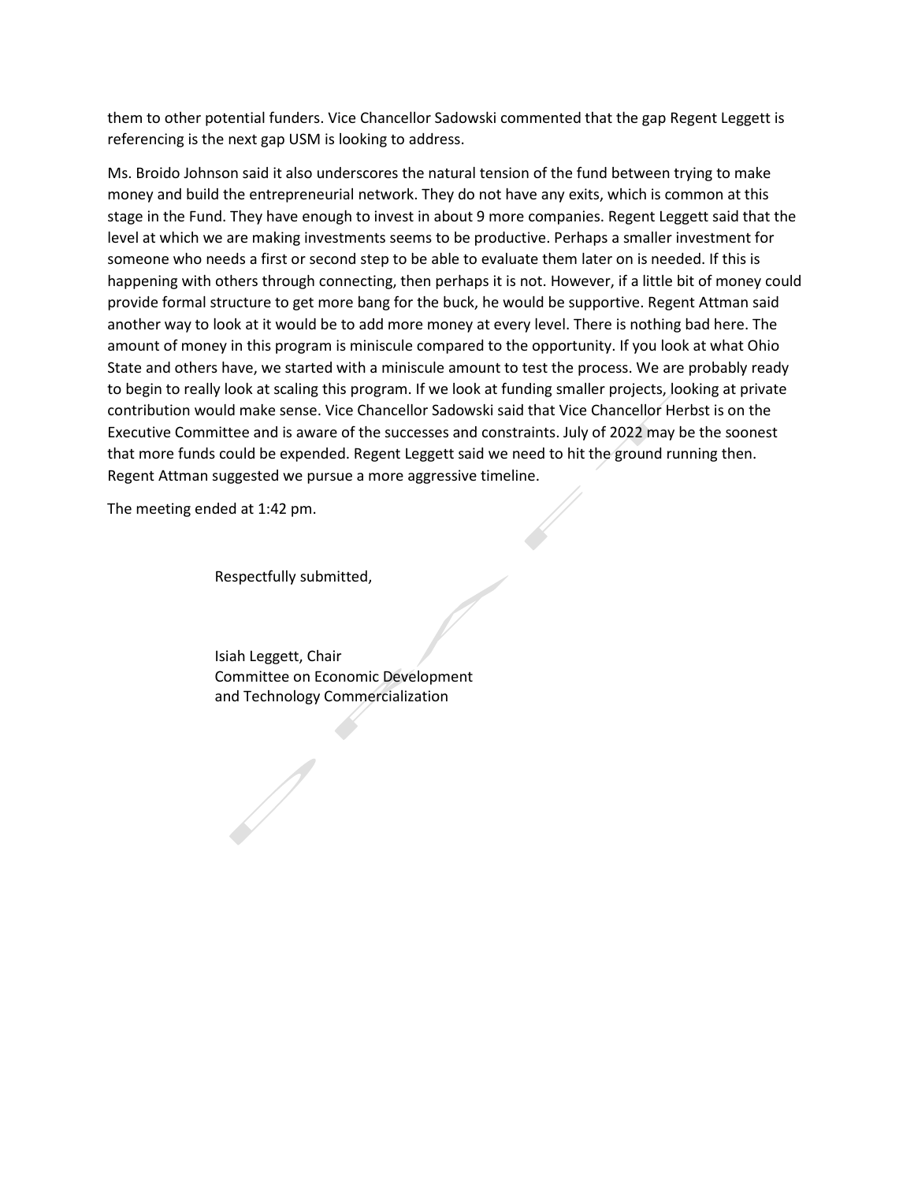them to other potential funders. Vice Chancellor Sadowski commented that the gap Regent Leggett is referencing is the next gap USM is looking to address.

Ms. Broido Johnson said it also underscores the natural tension of the fund between trying to make money and build the entrepreneurial network. They do not have any exits, which is common at this stage in the Fund. They have enough to invest in about 9 more companies. Regent Leggett said that the level at which we are making investments seems to be productive. Perhaps a smaller investment for someone who needs a first or second step to be able to evaluate them later on is needed. If this is happening with others through connecting, then perhaps it is not. However, if a little bit of money could provide formal structure to get more bang for the buck, he would be supportive. Regent Attman said another way to look at it would be to add more money at every level. There is nothing bad here. The amount of money in this program is miniscule compared to the opportunity. If you look at what Ohio State and others have, we started with a miniscule amount to test the process. We are probably ready to begin to really look at scaling this program. If we look at funding smaller projects, looking at private contribution would make sense. Vice Chancellor Sadowski said that Vice Chancellor Herbst is on the Executive Committee and is aware of the successes and constraints. July of 2022 may be the soonest that more funds could be expended. Regent Leggett said we need to hit the ground running then. Regent Attman suggested we pursue a more aggressive timeline.

The meeting ended at 1:42 pm.

Respectfully submitted,

Isiah Leggett, Chair
Committee on Economic Development
and Technology Commercialization